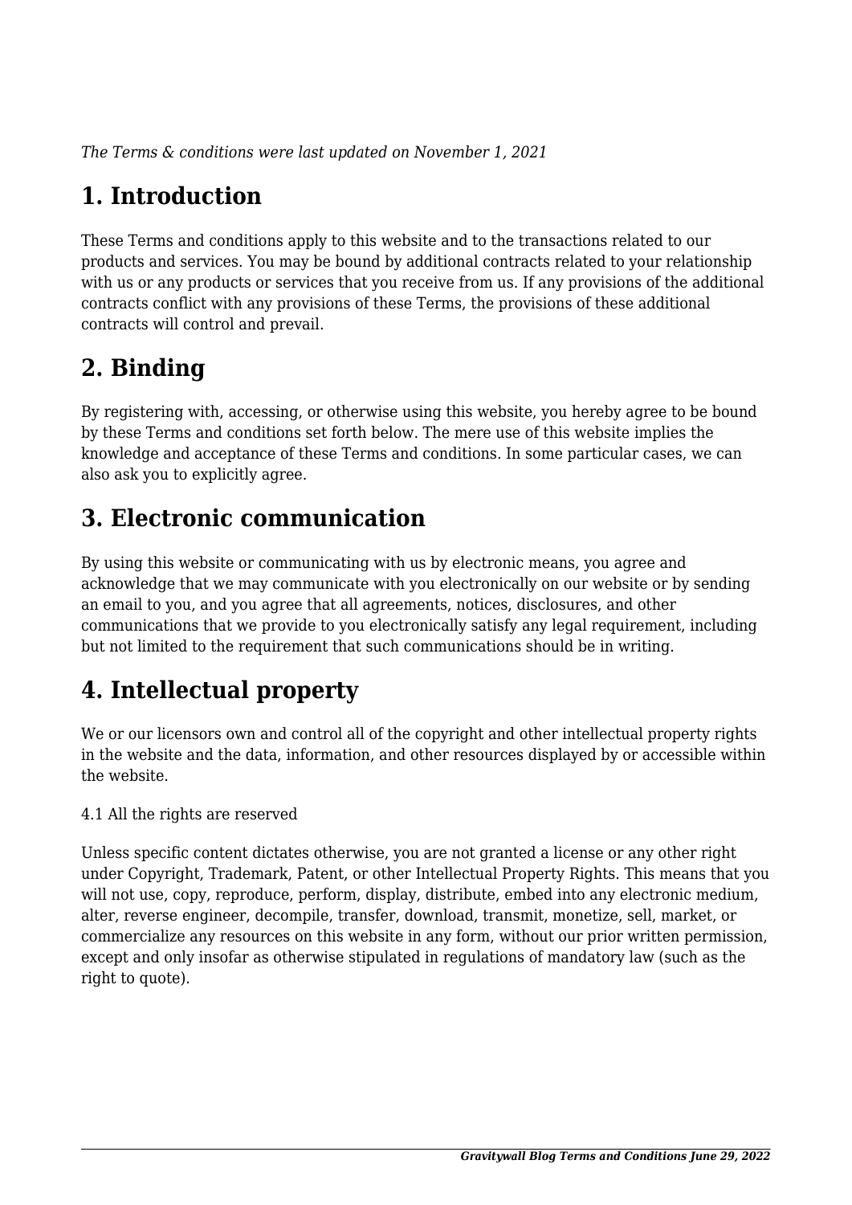*The Terms & conditions were last updated on November 1, 2021*

# 1. Introduction

These Terms and conditions apply to this website and to the transactions related to our products and services. You may be bound by additional contracts related to your relationship with us or any products or services that you receive from us. If any provisions of the additional contracts conflict with any provisions of these Terms, the provisions of these additional contracts will control and prevail.

# 2. Binding

By registering with, accessing, or otherwise using this website, you hereby agree to be bound by these Terms and conditions set forth below. The mere use of this website implies the knowledge and acceptance of these Terms and conditions. In some particular cases, we can also ask you to explicitly agree.

# 3. Electronic communication

By using this website or communicating with us by electronic means, you agree and acknowledge that we may communicate with you electronically on our website or by sending an email to you, and you agree that all agreements, notices, disclosures, and other communications that we provide to you electronically satisfy any legal requirement, including but not limited to the requirement that such communications should be in writing.

# 4. Intellectual property

We or our licensors own and control all of the copyright and other intellectual property rights in the website and the data, information, and other resources displayed by or accessible within the website.

4.1 All the rights are reserved

Unless specific content dictates otherwise, you are not granted a license or any other right under Copyright, Trademark, Patent, or other Intellectual Property Rights. This means that you will not use, copy, reproduce, perform, display, distribute, embed into any electronic medium, alter, reverse engineer, decompile, transfer, download, transmit, monetize, sell, market, or commercialize any resources on this website in any form, without our prior written permission, except and only insofar as otherwise stipulated in regulations of mandatory law (such as the right to quote).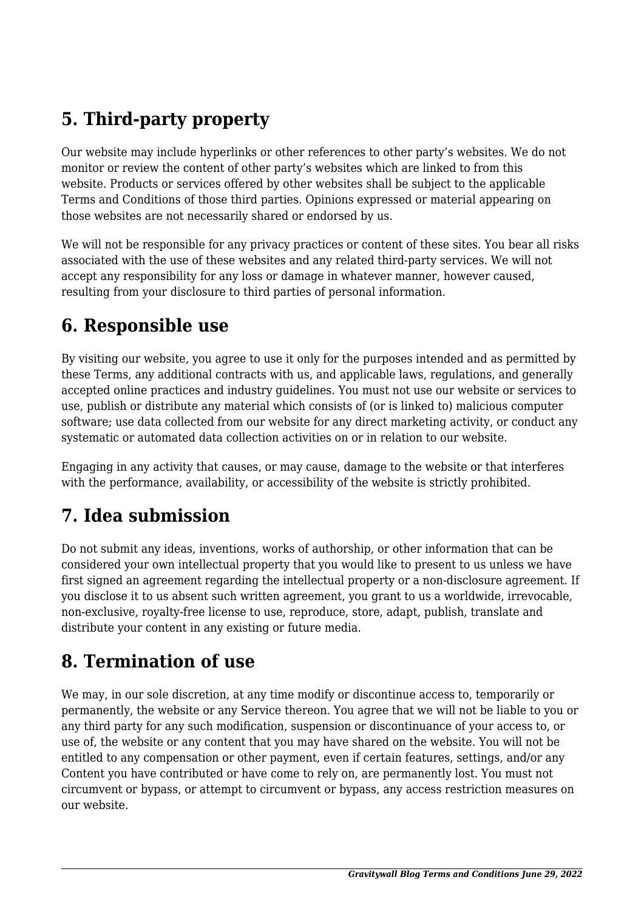## 5. Third-party property

Our website may include hyperlinks or other references to other party's websites. We do not monitor or review the content of other party's websites which are linked to from this website. Products or services offered by other websites shall be subject to the applicable Terms and Conditions of those third parties. Opinions expressed or material appearing on those websites are not necessarily shared or endorsed by us.

We will not be responsible for any privacy practices or content of these sites. You bear all risks associated with the use of these websites and any related third-party services. We will not accept any responsibility for any loss or damage in whatever manner, however caused, resulting from your disclosure to third parties of personal information.

## 6. Responsible use

By visiting our website, you agree to use it only for the purposes intended and as permitted by these Terms, any additional contracts with us, and applicable laws, regulations, and generally accepted online practices and industry guidelines. You must not use our website or services to use, publish or distribute any material which consists of (or is linked to) malicious computer software; use data collected from our website for any direct marketing activity, or conduct any systematic or automated data collection activities on or in relation to our website.

Engaging in any activity that causes, or may cause, damage to the website or that interferes with the performance, availability, or accessibility of the website is strictly prohibited.

## 7. Idea submission

Do not submit any ideas, inventions, works of authorship, or other information that can be considered your own intellectual property that you would like to present to us unless we have first signed an agreement regarding the intellectual property or a non-disclosure agreement. If you disclose it to us absent such written agreement, you grant to us a worldwide, irrevocable, non-exclusive, royalty-free license to use, reproduce, store, adapt, publish, translate and distribute your content in any existing or future media.

## 8. Termination of use

We may, in our sole discretion, at any time modify or discontinue access to, temporarily or permanently, the website or any Service thereon. You agree that we will not be liable to you or any third party for any such modification, suspension or discontinuance of your access to, or use of, the website or any content that you may have shared on the website. You will not be entitled to any compensation or other payment, even if certain features, settings, and/or any Content you have contributed or have come to rely on, are permanently lost. You must not circumvent or bypass, or attempt to circumvent or bypass, any access restriction measures on our website.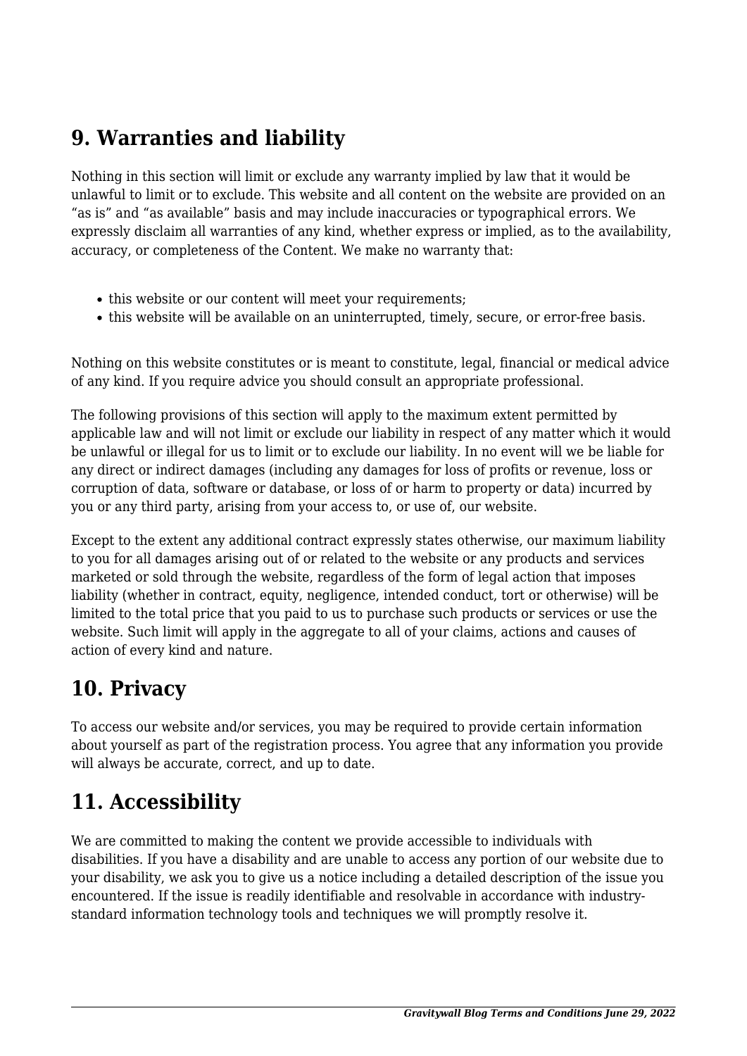## 9. Warranties and liability

Nothing in this section will limit or exclude any warranty implied by law that it would be unlawful to limit or to exclude. This website and all content on the website are provided on an "as is" and "as available" basis and may include inaccuracies or typographical errors. We expressly disclaim all warranties of any kind, whether express or implied, as to the availability, accuracy, or completeness of the Content. We make no warranty that:

- this website or our content will meet your requirements;
- this website will be available on an uninterrupted, timely, secure, or error-free basis.

Nothing on this website constitutes or is meant to constitute, legal, financial or medical advice of any kind. If you require advice you should consult an appropriate professional.

The following provisions of this section will apply to the maximum extent permitted by applicable law and will not limit or exclude our liability in respect of any matter which it would be unlawful or illegal for us to limit or to exclude our liability. In no event will we be liable for any direct or indirect damages (including any damages for loss of profits or revenue, loss or corruption of data, software or database, or loss of or harm to property or data) incurred by you or any third party, arising from your access to, or use of, our website.

Except to the extent any additional contract expressly states otherwise, our maximum liability to you for all damages arising out of or related to the website or any products and services marketed or sold through the website, regardless of the form of legal action that imposes liability (whether in contract, equity, negligence, intended conduct, tort or otherwise) will be limited to the total price that you paid to us to purchase such products or services or use the website. Such limit will apply in the aggregate to all of your claims, actions and causes of action of every kind and nature.

## 10. Privacy

To access our website and/or services, you may be required to provide certain information about yourself as part of the registration process. You agree that any information you provide will always be accurate, correct, and up to date.

## 11. Accessibility

We are committed to making the content we provide accessible to individuals with disabilities. If you have a disability and are unable to access any portion of our website due to your disability, we ask you to give us a notice including a detailed description of the issue you encountered. If the issue is readily identifiable and resolvable in accordance with industry-standard information technology tools and techniques we will promptly resolve it.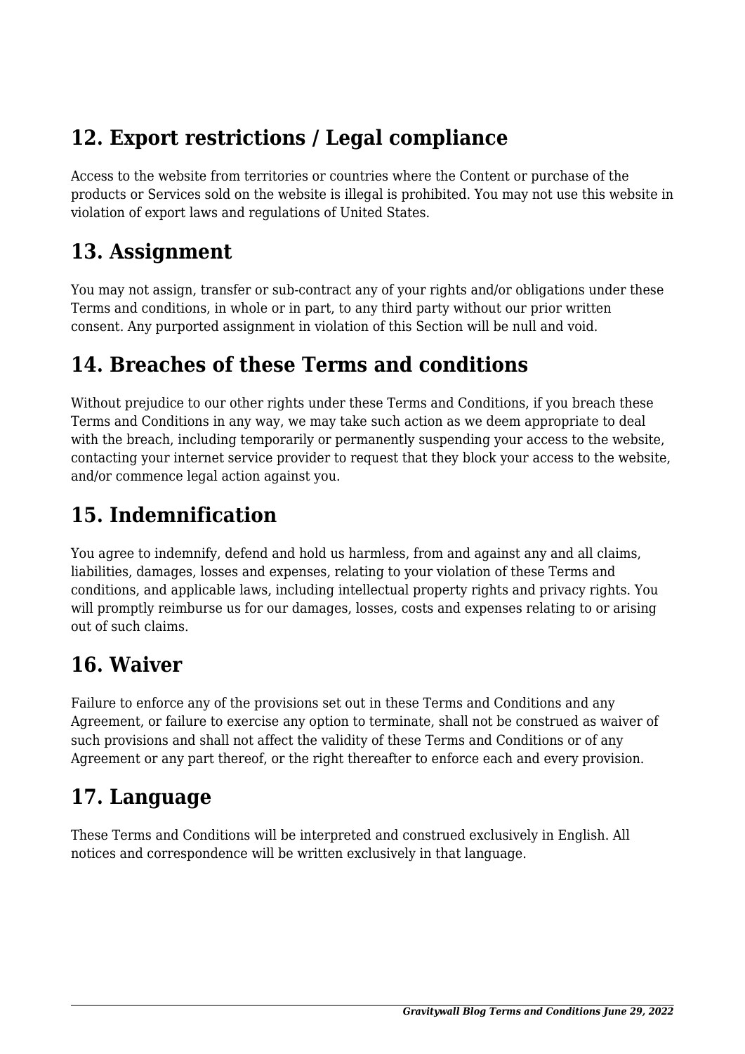## 12. Export restrictions / Legal compliance

Access to the website from territories or countries where the Content or purchase of the products or Services sold on the website is illegal is prohibited. You may not use this website in violation of export laws and regulations of United States.

## 13. Assignment

You may not assign, transfer or sub-contract any of your rights and/or obligations under these Terms and conditions, in whole or in part, to any third party without our prior written consent. Any purported assignment in violation of this Section will be null and void.

## 14. Breaches of these Terms and conditions

Without prejudice to our other rights under these Terms and Conditions, if you breach these Terms and Conditions in any way, we may take such action as we deem appropriate to deal with the breach, including temporarily or permanently suspending your access to the website, contacting your internet service provider to request that they block your access to the website, and/or commence legal action against you.

## 15. Indemnification

You agree to indemnify, defend and hold us harmless, from and against any and all claims, liabilities, damages, losses and expenses, relating to your violation of these Terms and conditions, and applicable laws, including intellectual property rights and privacy rights. You will promptly reimburse us for our damages, losses, costs and expenses relating to or arising out of such claims.

## 16. Waiver

Failure to enforce any of the provisions set out in these Terms and Conditions and any Agreement, or failure to exercise any option to terminate, shall not be construed as waiver of such provisions and shall not affect the validity of these Terms and Conditions or of any Agreement or any part thereof, or the right thereafter to enforce each and every provision.

## 17. Language

These Terms and Conditions will be interpreted and construed exclusively in English. All notices and correspondence will be written exclusively in that language.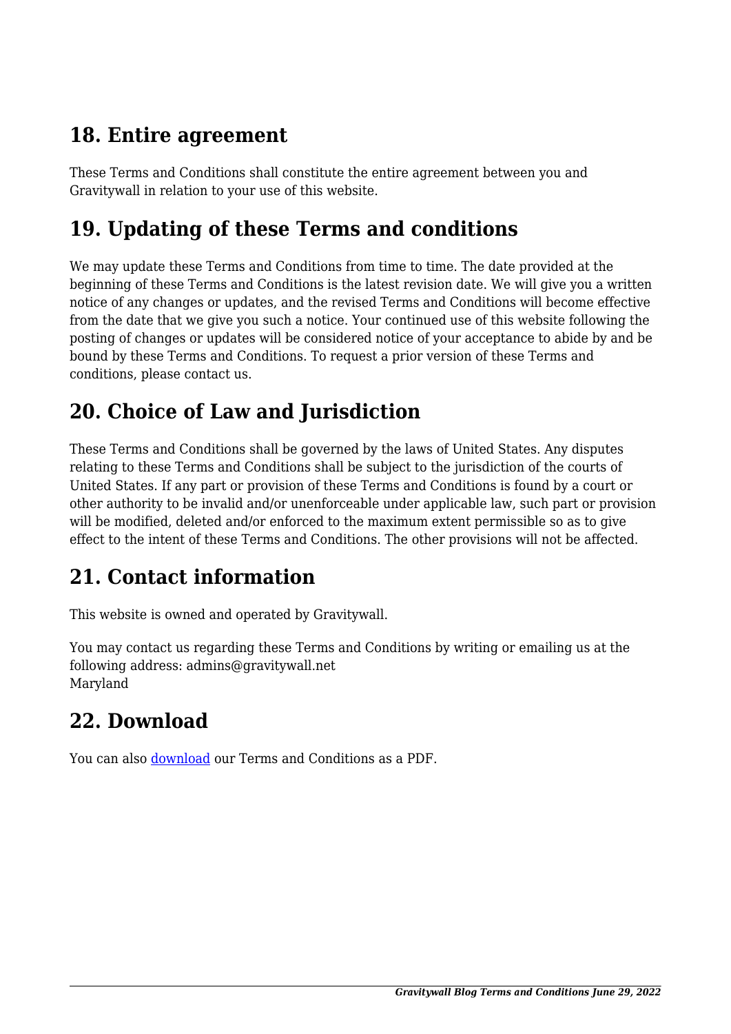## 18. Entire agreement

These Terms and Conditions shall constitute the entire agreement between you and Gravitywall in relation to your use of this website.

## 19. Updating of these Terms and conditions

We may update these Terms and Conditions from time to time. The date provided at the beginning of these Terms and Conditions is the latest revision date. We will give you a written notice of any changes or updates, and the revised Terms and Conditions will become effective from the date that we give you such a notice. Your continued use of this website following the posting of changes or updates will be considered notice of your acceptance to abide by and be bound by these Terms and Conditions. To request a prior version of these Terms and conditions, please contact us.

## 20. Choice of Law and Jurisdiction

These Terms and Conditions shall be governed by the laws of United States. Any disputes relating to these Terms and Conditions shall be subject to the jurisdiction of the courts of United States. If any part or provision of these Terms and Conditions is found by a court or other authority to be invalid and/or unenforceable under applicable law, such part or provision will be modified, deleted and/or enforced to the maximum extent permissible so as to give effect to the intent of these Terms and Conditions. The other provisions will not be affected.

## 21. Contact information

This website is owned and operated by Gravitywall.

You may contact us regarding these Terms and Conditions by writing or emailing us at the following address: admins@gravitywall.net
Maryland

## 22. Download

You can also [download](download) our Terms and Conditions as a PDF.